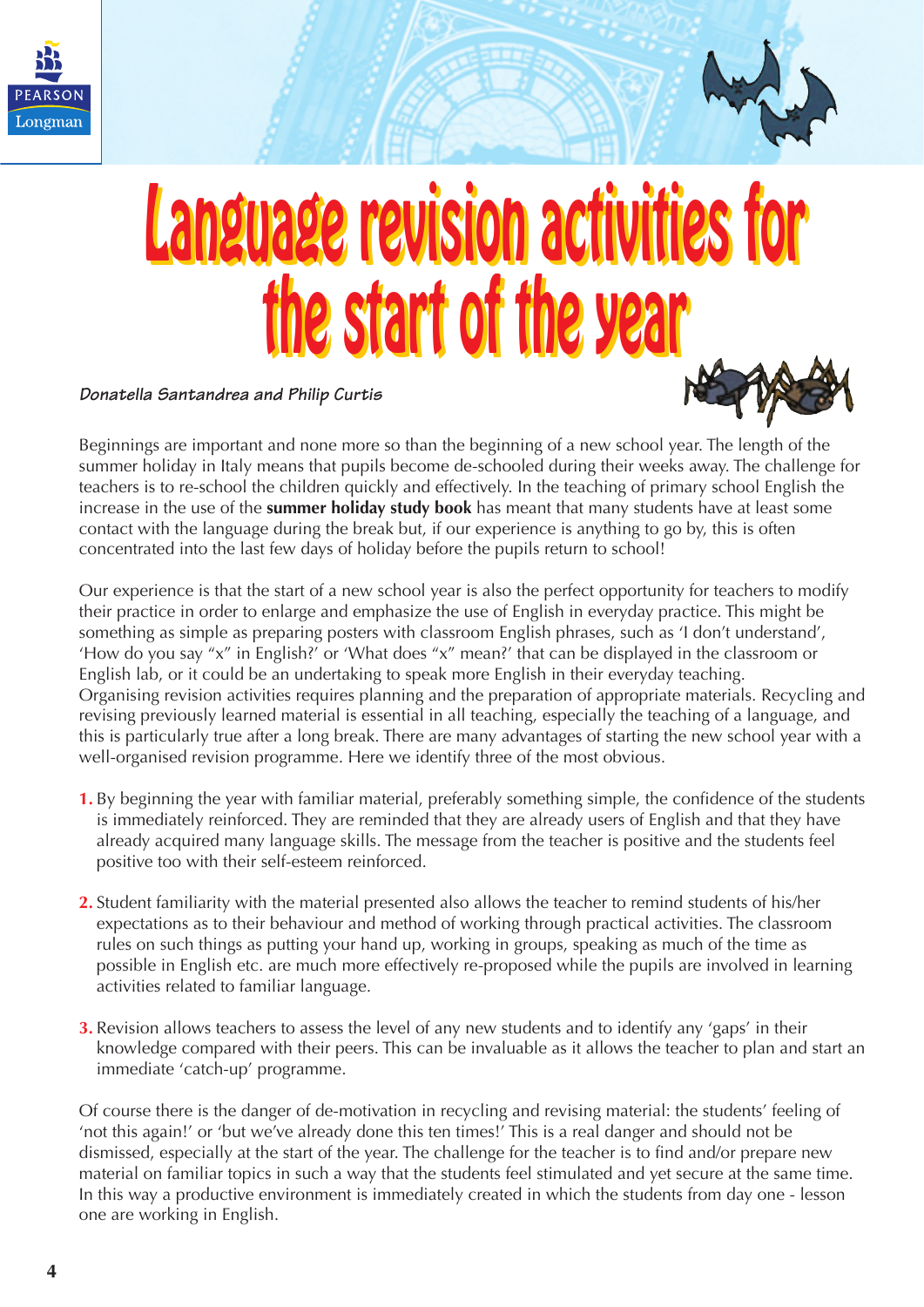# Language revision activities for the start of the year

*Donatella Santandrea and Philip Curtis*

Beginnings are important and none more so than the beginning of a new school year. The length of the summer holiday in Italy means that pupils become de-schooled during their weeks away. The challenge for teachers is to re-school the children quickly and effectively. In the teaching of primary school English the increase in the use of the **summer holiday study book** has meant that many students have at least some contact with the language during the break but, if our experience is anything to go by, this is often concentrated into the last few days of holiday before the pupils return to school!

Our experience is that the start of a new school year is also the perfect opportunity for teachers to modify their practice in order to enlarge and emphasize the use of English in everyday practice. This might be something as simple as preparing posters with classroom English phrases, such as 'I don't understand', 'How do you say "x" in English?' or 'What does "x" mean?' that can be displayed in the classroom or English lab, or it could be an undertaking to speak more English in their everyday teaching.
Organising revision activities requires planning and the preparation of appropriate materials. Recycling and revising previously learned material is essential in all teaching, especially the teaching of a language, and this is particularly true after a long break. There are many advantages of starting the new school year with a well-organised revision programme. Here we identify three of the most obvious.

1. By beginning the year with familiar material, preferably something simple, the confidence of the students is immediately reinforced. They are reminded that they are already users of English and that they have already acquired many language skills. The message from the teacher is positive and the students feel positive too with their self-esteem reinforced.

2. Student familiarity with the material presented also allows the teacher to remind students of his/her expectations as to their behaviour and method of working through practical activities. The classroom rules on such things as putting your hand up, working in groups, speaking as much of the time as possible in English etc. are much more effectively re-proposed while the pupils are involved in learning activities related to familiar language.

3. Revision allows teachers to assess the level of any new students and to identify any 'gaps' in their knowledge compared with their peers. This can be invaluable as it allows the teacher to plan and start an immediate 'catch-up' programme.

Of course there is the danger of de-motivation in recycling and revising material: the students' feeling of 'not this again!' or 'but we've already done this ten times!' This is a real danger and should not be dismissed, especially at the start of the year. The challenge for the teacher is to find and/or prepare new material on familiar topics in such a way that the students feel stimulated and yet secure at the same time. In this way a productive environment is immediately created in which the students from day one - lesson one are working in English.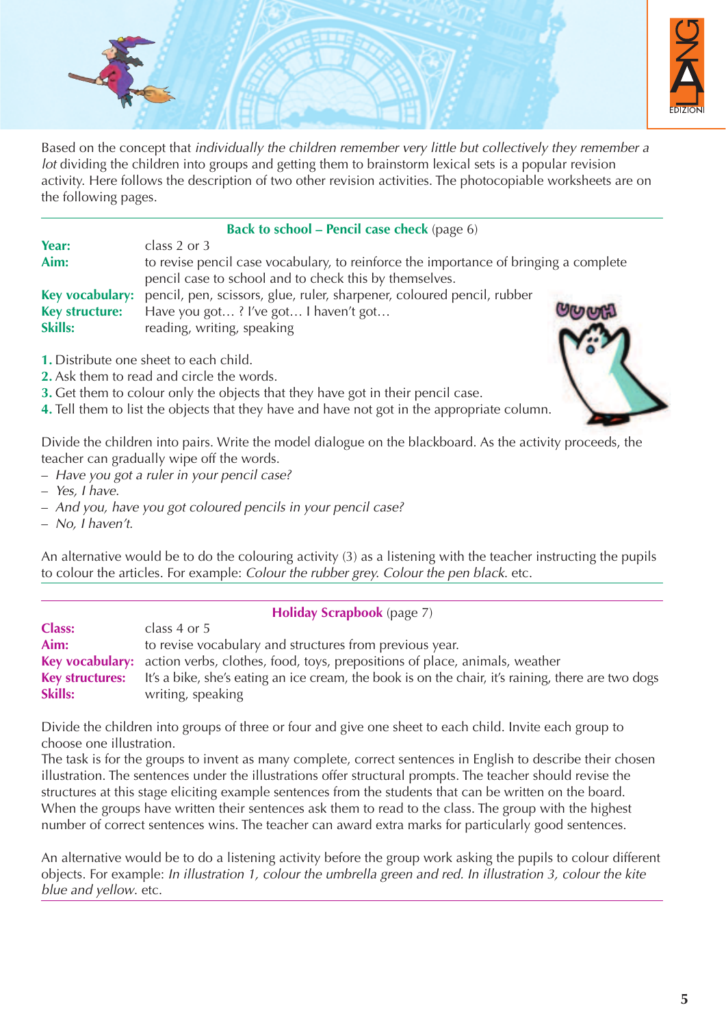Based on the concept that *individually the children remember very little but collectively they remember a lot* dividing the children into groups and getting them to brainstorm lexical sets is a popular revision activity. Here follows the description of two other revision activities. The photocopiable worksheets are on the following pages.

## **Back to school – Pencil case check** (page 6)

**Year:** class 2 or 3
**Aim:** to revise pencil case vocabulary, to reinforce the importance of bringing a complete pencil case to school and to check this by themselves.
**Key vocabulary:** pencil, pen, scissors, glue, ruler, sharpener, coloured pencil, rubber
**Key structure:** Have you got… ? I've got… I haven't got…
**Skills:** reading, writing, speaking

1. Distribute one sheet to each child.
2. Ask them to read and circle the words.
3. Get them to colour only the objects that they have got in their pencil case.
4. Tell them to list the objects that they have and have not got in the appropriate column.

Divide the children into pairs. Write the model dialogue on the blackboard. As the activity proceeds, the teacher can gradually wipe off the words.

– *Have you got a ruler in your pencil case?*
– *Yes, I have.*
– *And you, have you got coloured pencils in your pencil case?*
– *No, I haven't.*

An alternative would be to do the colouring activity (3) as a listening with the teacher instructing the pupils to colour the articles. For example: *Colour the rubber grey. Colour the pen black*. etc.

## **Holiday Scrapbook** (page 7)

**Class:** class 4 or 5
**Aim:** to revise vocabulary and structures from previous year.
**Key vocabulary:** action verbs, clothes, food, toys, prepositions of place, animals, weather
**Key structures:** It's a bike, she's eating an ice cream, the book is on the chair, it's raining, there are two dogs
**Skills:** writing, speaking

Divide the children into groups of three or four and give one sheet to each child. Invite each group to choose one illustration.
The task is for the groups to invent as many complete, correct sentences in English to describe their chosen illustration. The sentences under the illustrations offer structural prompts. The teacher should revise the structures at this stage eliciting example sentences from the students that can be written on the board. When the groups have written their sentences ask them to read to the class. The group with the highest number of correct sentences wins. The teacher can award extra marks for particularly good sentences.

An alternative would be to do a listening activity before the group work asking the pupils to colour different objects. For example: *In illustration 1, colour the umbrella green and red. In illustration 3, colour the kite blue and yellow*. etc.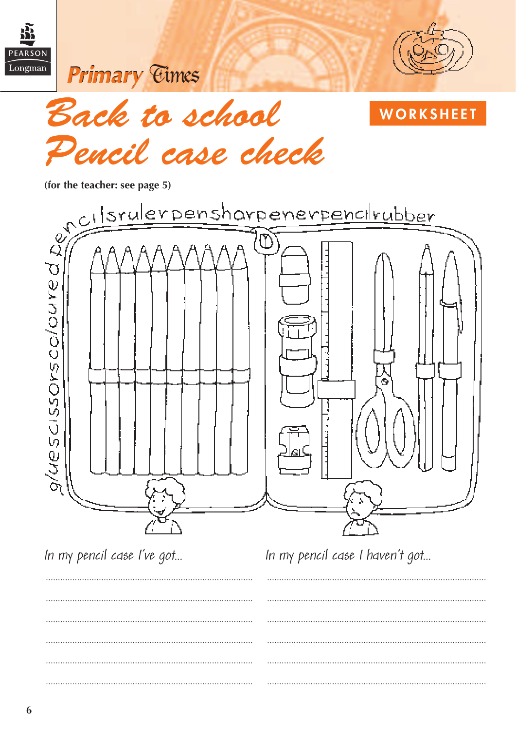# Back to school
# Pencil case check

**WORKSHEET**

**(for the teacher: see page 5)**

gluescissorscolouredpencilsrulerpensharpenerpencilrubber

In my pencil case I've got...

.......................................................................................

.......................................................................................

.......................................................................................

.......................................................................................

.......................................................................................

.......................................................................................

In my pencil case I haven't got...

.......................................................................................

.......................................................................................

.......................................................................................

.......................................................................................

.......................................................................................

.......................................................................................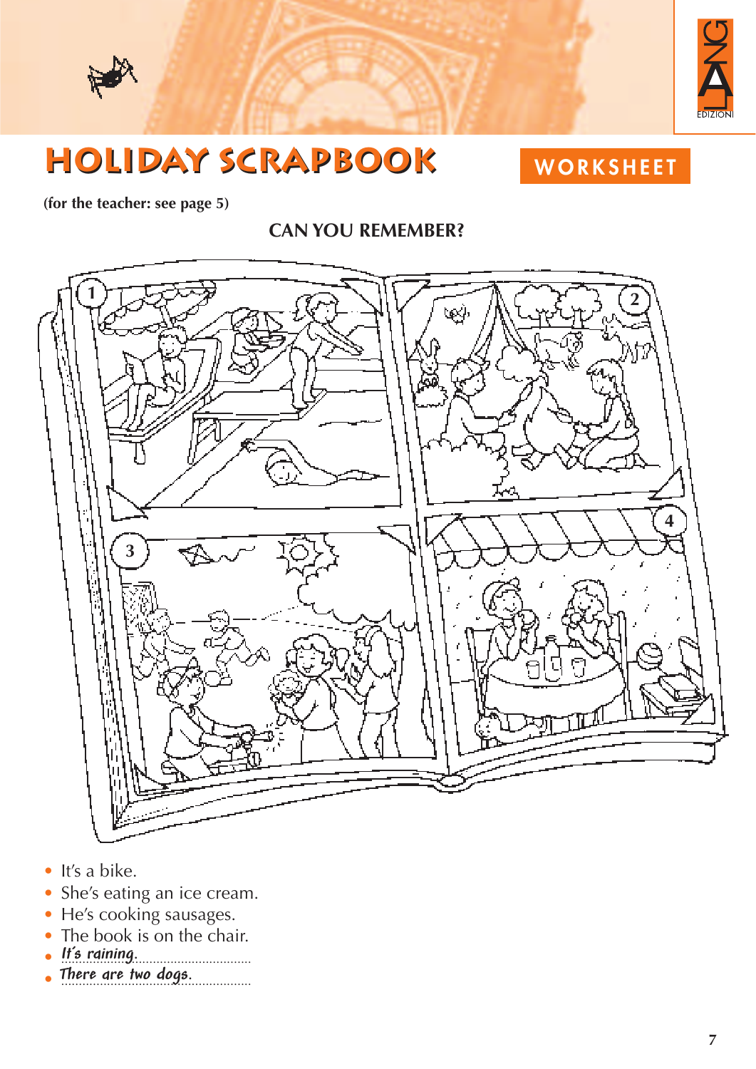# HOLIDAY SCRAPBOOK

WORKSHEET

**(for the teacher: see page 5)**

## CAN YOU REMEMBER?

- It's a bike.
- She's eating an ice cream.
- He's cooking sausages.
- The book is on the chair.
- *It's raining.*
- *There are two dogs.*